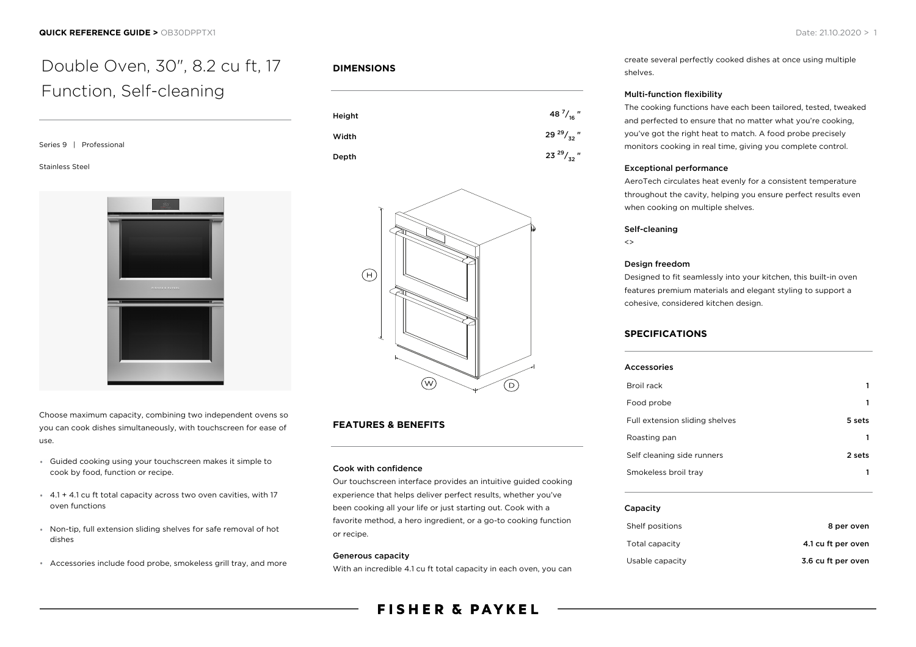# Double Oven, 30", 8.2 cu ft, 17 Function, Self-cleaning

Series 9 | Professional

Stainless Steel

Choose maximum capacity, combining two independent ovens so you can cook dishes simultaneously, with touchscreen for ease of use.

- Guided cooking using your touchscreen makes it simple to cook by food, function or recipe.
- 4.1 + 4.1 cu ft total capacity across two oven cavities, with 17 oven functions
- Non-tip, full extension sliding shelves for safe removal of hot dishes
- Accessories include food probe, smokeless grill tray, and more

## DIMENSIONS

| | |
|---|---|
| Height | 48 7/16 " |
| Width | 29 29/32 " |
| Depth | 23 29/32 " |

## FEATURES & BENEFITS

### Cook with confidence

Our touchscreen interface provides an intuitive guided cooking experience that helps deliver perfect results, whether you've been cooking all your life or just starting out. Cook with a favorite method, a hero ingredient, or a go-to cooking function or recipe.

### Generous capacity

With an incredible 4.1 cu ft total capacity in each oven, you can create several perfectly cooked dishes at once using multiple shelves.

### Multi-function flexibility

The cooking functions have each been tailored, tested, tweaked and perfected to ensure that no matter what you're cooking, you've got the right heat to match. A food probe precisely monitors cooking in real time, giving you complete control.

### Exceptional performance

AeroTech circulates heat evenly for a consistent temperature throughout the cavity, helping you ensure perfect results even when cooking on multiple shelves.

### Self-cleaning

<>

### Design freedom

Designed to fit seamlessly into your kitchen, this built-in oven features premium materials and elegant styling to support a cohesive, considered kitchen design.

## SPECIFICATIONS

### Accessories

| | |
|---|---|
| Broil rack | 1 |
| Food probe | 1 |
| Full extension sliding shelves | 5 sets |
| Roasting pan | 1 |
| Self cleaning side runners | 2 sets |
| Smokeless broil tray | 1 |

### Capacity

| | |
|---|---|
| Shelf positions | 8 per oven |
| Total capacity | 4.1 cu ft per oven |
| Usable capacity | 3.6 cu ft per oven |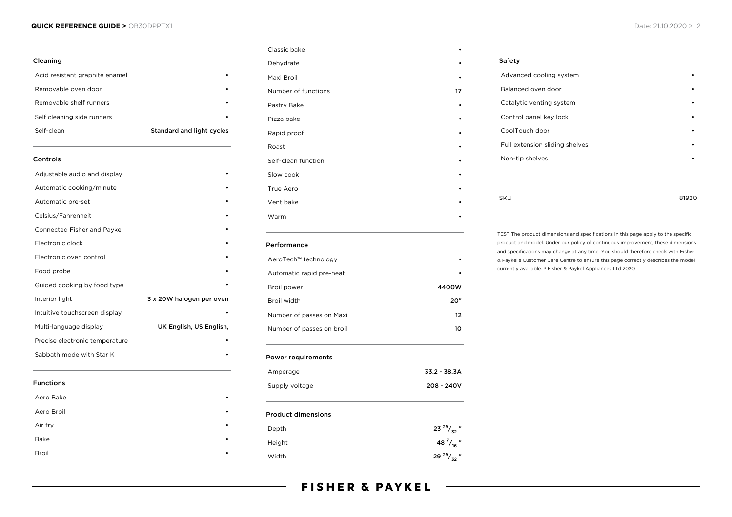## Cleaning

| | |
|---|---|
| Acid resistant graphite enamel | • |
| Removable oven door | • |
| Removable shelf runners | • |
| Self cleaning side runners | • |
| Self-clean | Standard and light cycles |

## Controls

| | |
|---|---|
| Adjustable audio and display | • |
| Automatic cooking/minute | • |
| Automatic pre-set | • |
| Celsius/Fahrenheit | • |
| Connected Fisher and Paykel | • |
| Electronic clock | • |
| Electronic oven control | • |
| Food probe | • |
| Guided cooking by food type | • |
| Interior light | 3 x 20W halogen per oven |
| Intuitive touchscreen display | • |
| Multi-language display | UK English, US English, |
| Precise electronic temperature | • |
| Sabbath mode with Star K | • |

## Functions

| | |
|---|---|
| Aero Bake | • |
| Aero Broil | • |
| Air fry | • |
| Bake | • |
| Broil | • |
| Classic bake | • |
| Dehydrate | • |
| Maxi Broil | • |
| Number of functions | 17 |
| Pastry Bake | • |
| Pizza bake | • |
| Rapid proof | • |
| Roast | • |
| Self-clean function | • |
| Slow cook | • |
| True Aero | • |
| Vent bake | • |
| Warm | • |

## Performance

| | |
|---|---|
| AeroTech™ technology | • |
| Automatic rapid pre-heat | • |
| Broil power | 4400W |
| Broil width | 20" |
| Number of passes on Maxi | 12 |
| Number of passes on broil | 10 |

## Power requirements

| | |
|---|---|
| Amperage | 33.2 - 38.3A |
| Supply voltage | 208 - 240V |

## Product dimensions

| | |
|---|---|
| Depth | 23 29/32 " |
| Height | 48 7/16 " |
| Width | 29 29/32 " |

## Safety

| | |
|---|---|
| Advanced cooling system | • |
| Balanced oven door | • |
| Catalytic venting system | • |
| Control panel key lock | • |
| CoolTouch door | • |
| Full extension sliding shelves | • |
| Non-tip shelves | • |

| | |
|---|---|
| SKU | 81920 |

TEST The product dimensions and specifications in this page apply to the specific product and model. Under our policy of continuous improvement, these dimensions and specifications may change at any time. You should therefore check with Fisher & Paykel's Customer Care Centre to ensure this page correctly describes the model currently available. ? Fisher & Paykel Appliances Ltd 2020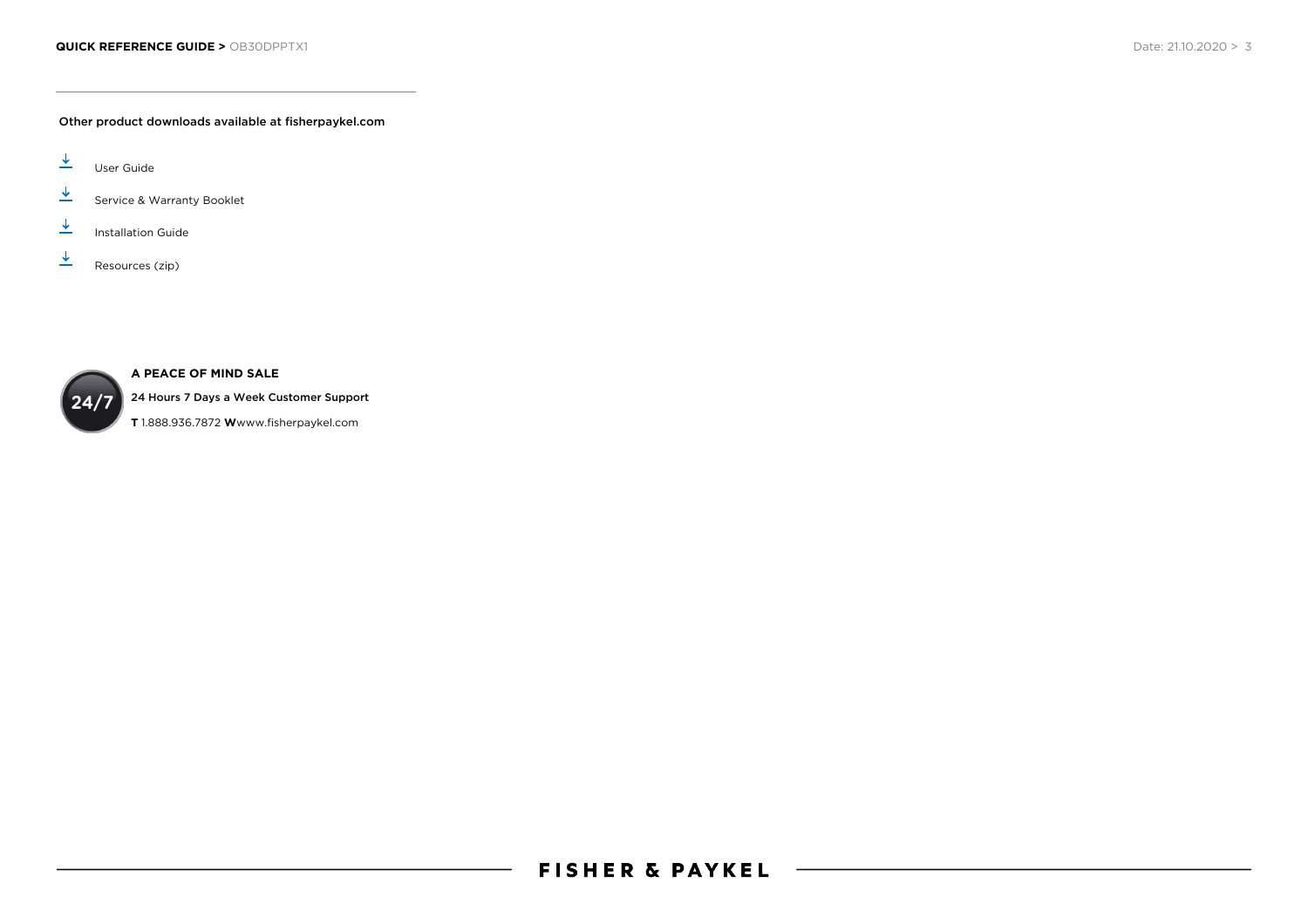Other product downloads available at fisherpaykel.com

- User Guide
- Service & Warranty Booklet
- Installation Guide
- Resources (zip)

24/7

**A PEACE OF MIND SALE**

**24 Hours 7 Days a Week Customer Support**

**T** 1.888.936.7872 **W**www.fisherpaykel.com